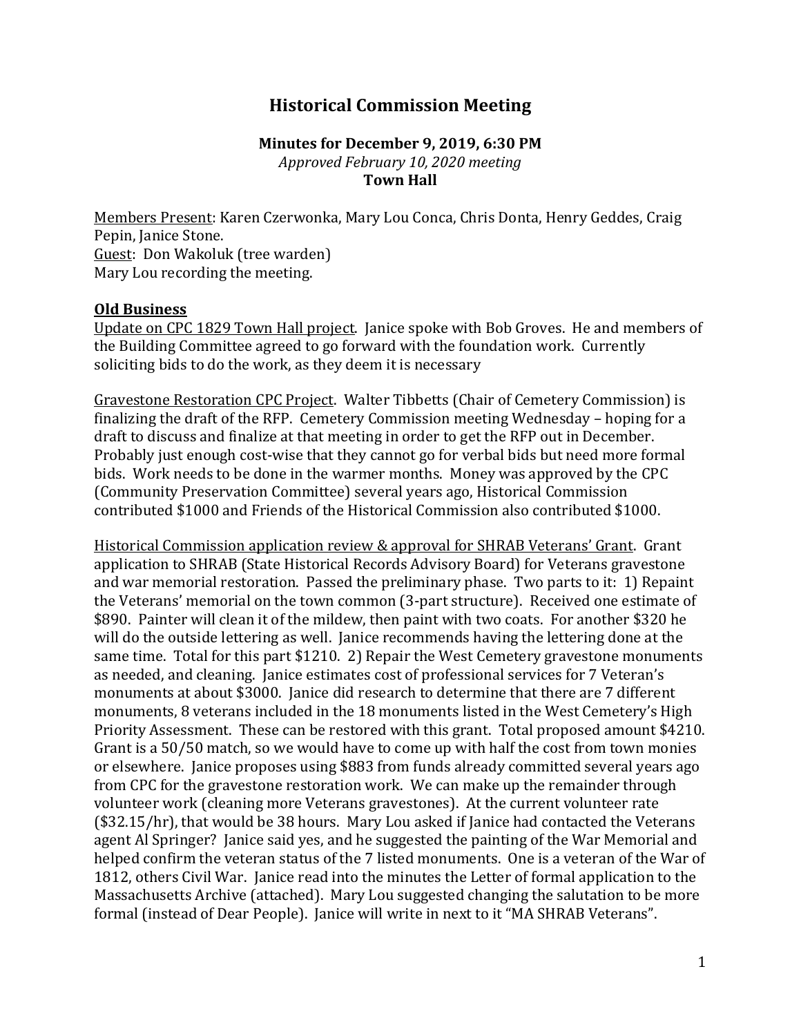# Historical Commission Meeting

**Minutes for December 9, 2019, 6:30 PM**
*Approved February 10, 2020 meeting*
**Town Hall**

Members Present: Karen Czerwonka, Mary Lou Conca, Chris Donta, Henry Geddes, Craig Pepin, Janice Stone.
Guest: Don Wakoluk (tree warden)
Mary Lou recording the meeting.

## Old Business

Update on CPC 1829 Town Hall project. Janice spoke with Bob Groves. He and members of the Building Committee agreed to go forward with the foundation work. Currently soliciting bids to do the work, as they deem it is necessary

Gravestone Restoration CPC Project. Walter Tibbetts (Chair of Cemetery Commission) is finalizing the draft of the RFP. Cemetery Commission meeting Wednesday – hoping for a draft to discuss and finalize at that meeting in order to get the RFP out in December. Probably just enough cost-wise that they cannot go for verbal bids but need more formal bids. Work needs to be done in the warmer months. Money was approved by the CPC (Community Preservation Committee) several years ago, Historical Commission contributed $1000 and Friends of the Historical Commission also contributed $1000.

Historical Commission application review & approval for SHRAB Veterans' Grant. Grant application to SHRAB (State Historical Records Advisory Board) for Veterans gravestone and war memorial restoration. Passed the preliminary phase. Two parts to it: 1) Repaint the Veterans' memorial on the town common (3-part structure). Received one estimate of $890. Painter will clean it of the mildew, then paint with two coats. For another $320 he will do the outside lettering as well. Janice recommends having the lettering done at the same time. Total for this part $1210. 2) Repair the West Cemetery gravestone monuments as needed, and cleaning. Janice estimates cost of professional services for 7 Veteran's monuments at about $3000. Janice did research to determine that there are 7 different monuments, 8 veterans included in the 18 monuments listed in the West Cemetery's High Priority Assessment. These can be restored with this grant. Total proposed amount $4210. Grant is a 50/50 match, so we would have to come up with half the cost from town monies or elsewhere. Janice proposes using $883 from funds already committed several years ago from CPC for the gravestone restoration work. We can make up the remainder through volunteer work (cleaning more Veterans gravestones). At the current volunteer rate ($32.15/hr), that would be 38 hours. Mary Lou asked if Janice had contacted the Veterans agent Al Springer? Janice said yes, and he suggested the painting of the War Memorial and helped confirm the veteran status of the 7 listed monuments. One is a veteran of the War of 1812, others Civil War. Janice read into the minutes the Letter of formal application to the Massachusetts Archive (attached). Mary Lou suggested changing the salutation to be more formal (instead of Dear People). Janice will write in next to it "MA SHRAB Veterans".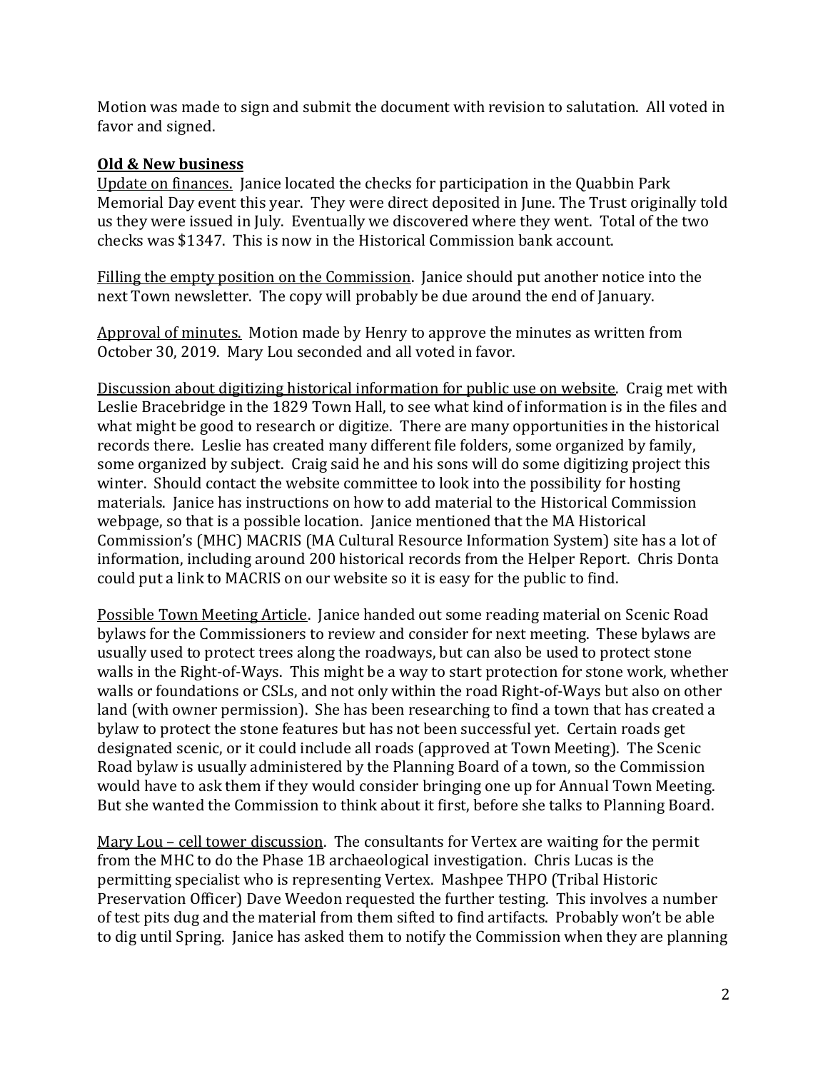Motion was made to sign and submit the document with revision to salutation. All voted in favor and signed.

**<u>Old & New business</u>**

<u>Update on finances.</u> Janice located the checks for participation in the Quabbin Park Memorial Day event this year. They were direct deposited in June. The Trust originally told us they were issued in July. Eventually we discovered where they went. Total of the two checks was $1347. This is now in the Historical Commission bank account.

<u>Filling the empty position on the Commission</u>. Janice should put another notice into the next Town newsletter. The copy will probably be due around the end of January.

<u>Approval of minutes.</u> Motion made by Henry to approve the minutes as written from October 30, 2019. Mary Lou seconded and all voted in favor.

<u>Discussion about digitizing historical information for public use on website</u>. Craig met with Leslie Bracebridge in the 1829 Town Hall, to see what kind of information is in the files and what might be good to research or digitize. There are many opportunities in the historical records there. Leslie has created many different file folders, some organized by family, some organized by subject. Craig said he and his sons will do some digitizing project this winter. Should contact the website committee to look into the possibility for hosting materials. Janice has instructions on how to add material to the Historical Commission webpage, so that is a possible location. Janice mentioned that the MA Historical Commission's (MHC) MACRIS (MA Cultural Resource Information System) site has a lot of information, including around 200 historical records from the Helper Report. Chris Donta could put a link to MACRIS on our website so it is easy for the public to find.

<u>Possible Town Meeting Article</u>. Janice handed out some reading material on Scenic Road bylaws for the Commissioners to review and consider for next meeting. These bylaws are usually used to protect trees along the roadways, but can also be used to protect stone walls in the Right-of-Ways. This might be a way to start protection for stone work, whether walls or foundations or CSLs, and not only within the road Right-of-Ways but also on other land (with owner permission). She has been researching to find a town that has created a bylaw to protect the stone features but has not been successful yet. Certain roads get designated scenic, or it could include all roads (approved at Town Meeting). The Scenic Road bylaw is usually administered by the Planning Board of a town, so the Commission would have to ask them if they would consider bringing one up for Annual Town Meeting. But she wanted the Commission to think about it first, before she talks to Planning Board.

<u>Mary Lou – cell tower discussion</u>. The consultants for Vertex are waiting for the permit from the MHC to do the Phase 1B archaeological investigation. Chris Lucas is the permitting specialist who is representing Vertex. Mashpee THPO (Tribal Historic Preservation Officer) Dave Weedon requested the further testing. This involves a number of test pits dug and the material from them sifted to find artifacts. Probably won't be able to dig until Spring. Janice has asked them to notify the Commission when they are planning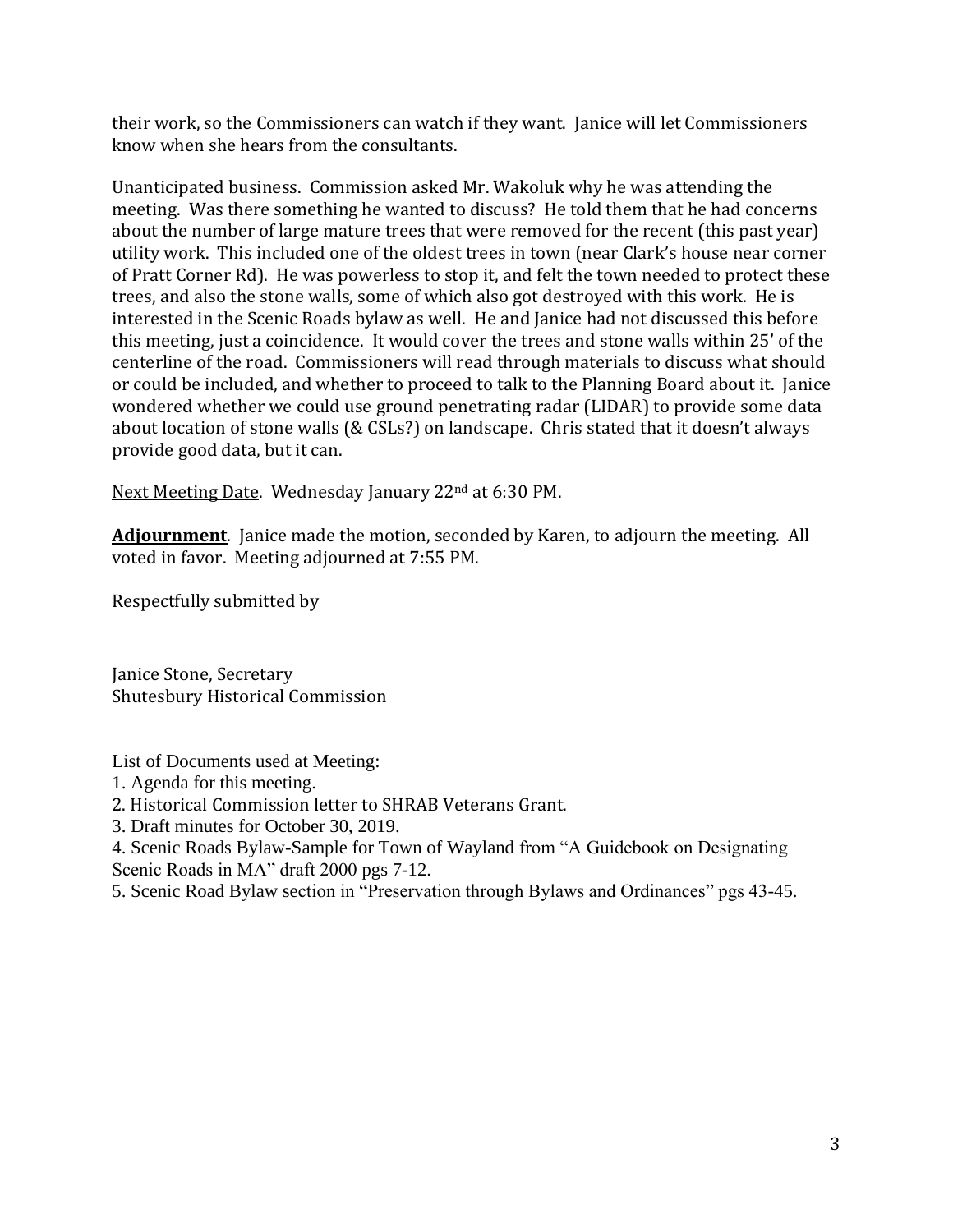their work, so the Commissioners can watch if they want. Janice will let Commissioners know when she hears from the consultants.

Unanticipated business. Commission asked Mr. Wakoluk why he was attending the meeting. Was there something he wanted to discuss? He told them that he had concerns about the number of large mature trees that were removed for the recent (this past year) utility work. This included one of the oldest trees in town (near Clark's house near corner of Pratt Corner Rd). He was powerless to stop it, and felt the town needed to protect these trees, and also the stone walls, some of which also got destroyed with this work. He is interested in the Scenic Roads bylaw as well. He and Janice had not discussed this before this meeting, just a coincidence. It would cover the trees and stone walls within 25' of the centerline of the road. Commissioners will read through materials to discuss what should or could be included, and whether to proceed to talk to the Planning Board about it. Janice wondered whether we could use ground penetrating radar (LIDAR) to provide some data about location of stone walls (& CSLs?) on landscape. Chris stated that it doesn't always provide good data, but it can.

Next Meeting Date. Wednesday January 22nd at 6:30 PM.

**Adjournment**. Janice made the motion, seconded by Karen, to adjourn the meeting. All voted in favor. Meeting adjourned at 7:55 PM.

Respectfully submitted by

Janice Stone, Secretary
Shutesbury Historical Commission

List of Documents used at Meeting:

1. Agenda for this meeting.
2. Historical Commission letter to SHRAB Veterans Grant.
3. Draft minutes for October 30, 2019.
4. Scenic Roads Bylaw-Sample for Town of Wayland from "A Guidebook on Designating Scenic Roads in MA" draft 2000 pgs 7-12.
5. Scenic Road Bylaw section in "Preservation through Bylaws and Ordinances" pgs 43-45.